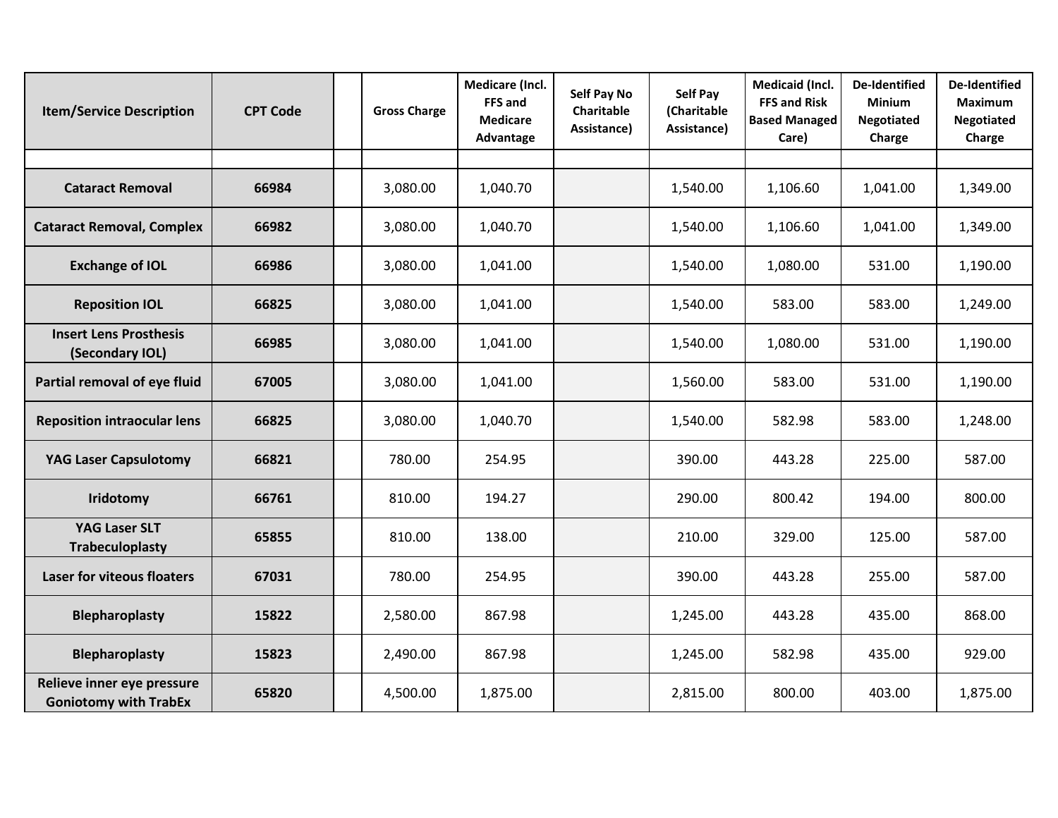| Item/Service Description | CPT Code | | Gross Charge | Medicare (Incl. FFS and Medicare Advantage | Self Pay No Charitable Assistance) | Self Pay (Charitable Assistance) | Medicaid (Incl. FFS and Risk Based Managed Care) | De-Identified Minium Negotiated Charge | De-Identified Maximum Negotiated Charge |
|---|---|---|---|---|---|---|---|---|---|
| | | | | | | | | | |
| **Cataract Removal** | **66984** | | 3,080.00 | 1,040.70 | | 1,540.00 | 1,106.60 | 1,041.00 | 1,349.00 |
| **Cataract Removal, Complex** | **66982** | | 3,080.00 | 1,040.70 | | 1,540.00 | 1,106.60 | 1,041.00 | 1,349.00 |
| **Exchange of IOL** | **66986** | | 3,080.00 | 1,041.00 | | 1,540.00 | 1,080.00 | 531.00 | 1,190.00 |
| **Reposition IOL** | **66825** | | 3,080.00 | 1,041.00 | | 1,540.00 | 583.00 | 583.00 | 1,249.00 |
| **Insert Lens Prosthesis (Secondary IOL)** | **66985** | | 3,080.00 | 1,041.00 | | 1,540.00 | 1,080.00 | 531.00 | 1,190.00 |
| **Partial removal of eye fluid** | **67005** | | 3,080.00 | 1,041.00 | | 1,560.00 | 583.00 | 531.00 | 1,190.00 |
| **Reposition intraocular lens** | **66825** | | 3,080.00 | 1,040.70 | | 1,540.00 | 582.98 | 583.00 | 1,248.00 |
| **YAG Laser Capsulotomy** | **66821** | | 780.00 | 254.95 | | 390.00 | 443.28 | 225.00 | 587.00 |
| **Iridotomy** | **66761** | | 810.00 | 194.27 | | 290.00 | 800.42 | 194.00 | 800.00 |
| **YAG Laser SLT Trabeculoplasty** | **65855** | | 810.00 | 138.00 | | 210.00 | 329.00 | 125.00 | 587.00 |
| **Laser for viteous floaters** | **67031** | | 780.00 | 254.95 | | 390.00 | 443.28 | 255.00 | 587.00 |
| **Blepharoplasty** | **15822** | | 2,580.00 | 867.98 | | 1,245.00 | 443.28 | 435.00 | 868.00 |
| **Blepharoplasty** | **15823** | | 2,490.00 | 867.98 | | 1,245.00 | 582.98 | 435.00 | 929.00 |
| **Relieve inner eye pressure Goniotomy with TrabEx** | **65820** | | 4,500.00 | 1,875.00 | | 2,815.00 | 800.00 | 403.00 | 1,875.00 |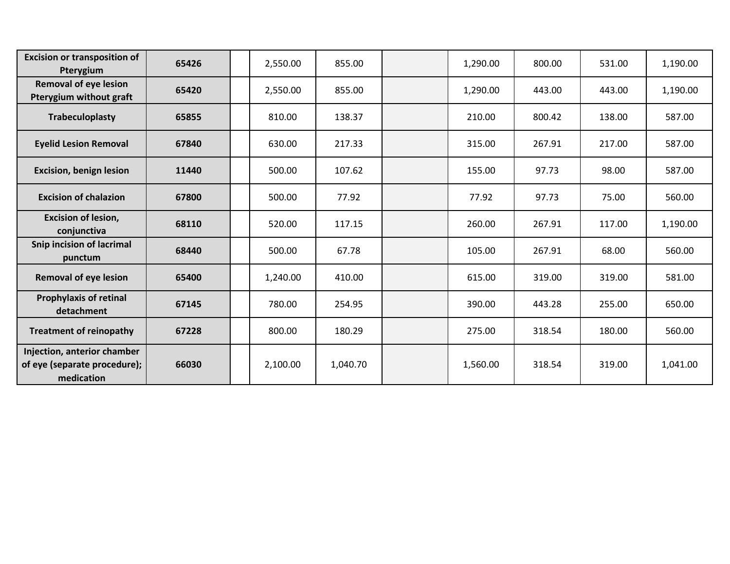| | | | | | | | | | |
|---|---|---|---|---|---|---|---|---|---|
| **Excision or transposition of Pterygium** | **65426** | | 2,550.00 | 855.00 | | 1,290.00 | 800.00 | 531.00 | 1,190.00 |
| **Removal of eye lesion Pterygium without graft** | **65420** | | 2,550.00 | 855.00 | | 1,290.00 | 443.00 | 443.00 | 1,190.00 |
| **Trabeculoplasty** | **65855** | | 810.00 | 138.37 | | 210.00 | 800.42 | 138.00 | 587.00 |
| **Eyelid Lesion Removal** | **67840** | | 630.00 | 217.33 | | 315.00 | 267.91 | 217.00 | 587.00 |
| **Excision, benign lesion** | **11440** | | 500.00 | 107.62 | | 155.00 | 97.73 | 98.00 | 587.00 |
| **Excision of chalazion** | **67800** | | 500.00 | 77.92 | | 77.92 | 97.73 | 75.00 | 560.00 |
| **Excision of lesion, conjunctiva** | **68110** | | 520.00 | 117.15 | | 260.00 | 267.91 | 117.00 | 1,190.00 |
| **Snip incision of lacrimal punctum** | **68440** | | 500.00 | 67.78 | | 105.00 | 267.91 | 68.00 | 560.00 |
| **Removal of eye lesion** | **65400** | | 1,240.00 | 410.00 | | 615.00 | 319.00 | 319.00 | 581.00 |
| **Prophylaxis of retinal detachment** | **67145** | | 780.00 | 254.95 | | 390.00 | 443.28 | 255.00 | 650.00 |
| **Treatment of reinopathy** | **67228** | | 800.00 | 180.29 | | 275.00 | 318.54 | 180.00 | 560.00 |
| **Injection, anterior chamber of eye (separate procedure); medication** | **66030** | | 2,100.00 | 1,040.70 | | 1,560.00 | 318.54 | 319.00 | 1,041.00 |